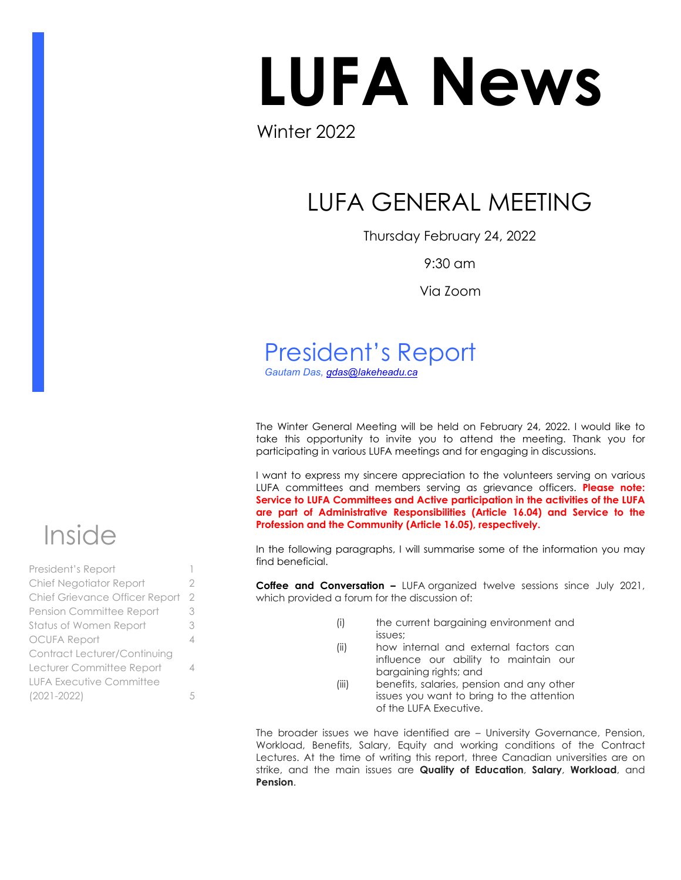# LUFA News

Winter 2022

## LUFA GENERAL MEETING

Thursday February 24, 2022

9:30 am

Via Zoom

## President's Report

*Gautam Das, gdas@lakeheadu.ca*

The Winter General Meeting will be held on February 24, 2022. I would like to take this opportunity to invite you to attend the meeting. Thank you for participating in various LUFA meetings and for engaging in discussions.

I want to express my sincere appreciation to the volunteers serving on various LUFA committees and members serving as grievance officers. **Please note: Service to LUFA Committees and Active participation in the activities of the LUFA are part of Administrative Responsibilities (Article 16.04) and Service to the Profession and the Community (Article 16.05), respectively.**

In the following paragraphs, I will summarise some of the information you may find beneficial.

**Coffee and Conversation –** LUFA organized twelve sessions since July 2021, which provided a forum for the discussion of:

(i) the current bargaining environment and issues;
(ii) how internal and external factors can influence our ability to maintain our bargaining rights; and
(iii) benefits, salaries, pension and any other issues you want to bring to the attention of the LUFA Executive.

The broader issues we have identified are – University Governance, Pension, Workload, Benefits, Salary, Equity and working conditions of the Contract Lectures. At the time of writing this report, three Canadian universities are on strike, and the main issues are **Quality of Education**, **Salary**, **Workload**, and **Pension**.

## Inside

| | |
|---|---|
| President's Report | 1 |
| Chief Negotiator Report | 2 |
| Chief Grievance Officer Report | 2 |
| Pension Committee Report | 3 |
| Status of Women Report | 3 |
| OCUFA Report | 4 |
| Contract Lecturer/Continuing Lecturer Committee Report | 4 |
| LUFA Executive Committee (2021-2022) | 5 |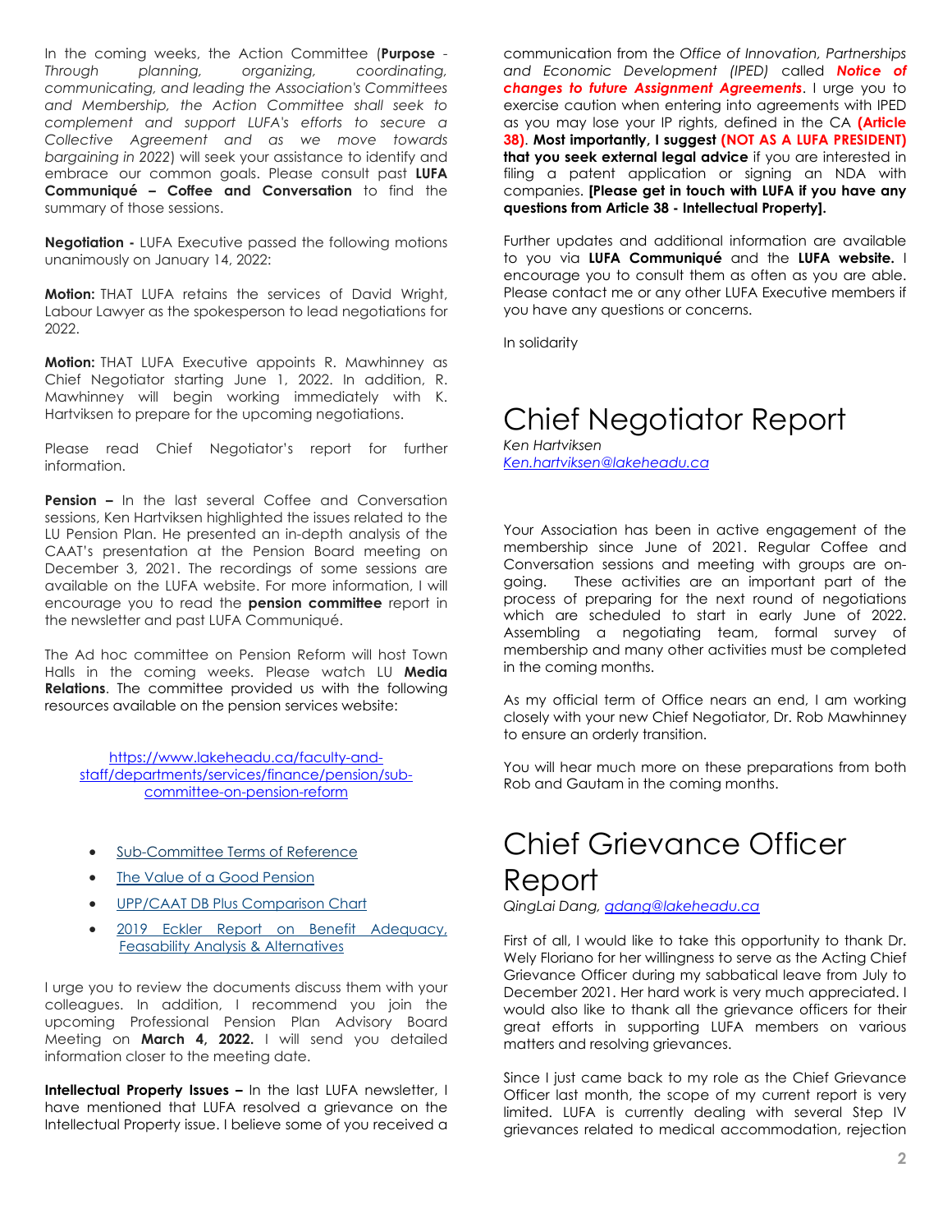In the coming weeks, the Action Committee (**Purpose** - *Through planning, organizing, coordinating, communicating, and leading the Association's Committees and Membership, the Action Committee shall seek to complement and support LUFA's efforts to secure a Collective Agreement and as we move towards bargaining in 2022*) will seek your assistance to identify and embrace our common goals. Please consult past **LUFA Communiqué – Coffee and Conversation** to find the summary of those sessions.

**Negotiation -** LUFA Executive passed the following motions unanimously on January 14, 2022:

**Motion:** THAT LUFA retains the services of David Wright, Labour Lawyer as the spokesperson to lead negotiations for 2022.

**Motion:** THAT LUFA Executive appoints R. Mawhinney as Chief Negotiator starting June 1, 2022. In addition, R. Mawhinney will begin working immediately with K. Hartviksen to prepare for the upcoming negotiations.

Please read Chief Negotiator's report for further information.

**Pension –** In the last several Coffee and Conversation sessions, Ken Hartviksen highlighted the issues related to the LU Pension Plan. He presented an in-depth analysis of the CAAT's presentation at the Pension Board meeting on December 3, 2021. The recordings of some sessions are available on the LUFA website. For more information, I will encourage you to read the **pension committee** report in the newsletter and past LUFA Communiqué.

The Ad hoc committee on Pension Reform will host Town Halls in the coming weeks. Please watch LU **Media Relations**. The committee provided us with the following resources available on the pension services website:

https://www.lakeheadu.ca/faculty-and-staff/departments/services/finance/pension/sub-committee-on-pension-reform

- Sub-Committee Terms of Reference
- The Value of a Good Pension
- UPP/CAAT DB Plus Comparison Chart
- 2019 Eckler Report on Benefit Adequacy, Feasability Analysis & Alternatives

I urge you to review the documents discuss them with your colleagues. In addition, I recommend you join the upcoming Professional Pension Plan Advisory Board Meeting on **March 4, 2022.** I will send you detailed information closer to the meeting date.

**Intellectual Property Issues –** In the last LUFA newsletter, I have mentioned that LUFA resolved a grievance on the Intellectual Property issue. I believe some of you received a communication from the *Office of Innovation, Partnerships and Economic Development (IPED)* called ***Notice of changes to future Assignment Agreements***. I urge you to exercise caution when entering into agreements with IPED as you may lose your IP rights, defined in the CA **(Article 38)**. **Most importantly, I suggest (NOT AS A LUFA PRESIDENT) that you seek external legal advice** if you are interested in filing a patent application or signing an NDA with companies. **[Please get in touch with LUFA if you have any questions from Article 38 - Intellectual Property].**

Further updates and additional information are available to you via **LUFA Communiqué** and the **LUFA website.** I encourage you to consult them as often as you are able. Please contact me or any other LUFA Executive members if you have any questions or concerns.

In solidarity

# Chief Negotiator Report

*Ken Hartviksen*
*Ken.hartviksen@lakeheadu.ca*

Your Association has been in active engagement of the membership since June of 2021. Regular Coffee and Conversation sessions and meeting with groups are on-going. These activities are an important part of the process of preparing for the next round of negotiations which are scheduled to start in early June of 2022. Assembling a negotiating team, formal survey of membership and many other activities must be completed in the coming months.

As my official term of Office nears an end, I am working closely with your new Chief Negotiator, Dr. Rob Mawhinney to ensure an orderly transition.

You will hear much more on these preparations from both Rob and Gautam in the coming months.

# Chief Grievance Officer Report

*QingLai Dang, qdang@lakeheadu.ca*

First of all, I would like to take this opportunity to thank Dr. Wely Floriano for her willingness to serve as the Acting Chief Grievance Officer during my sabbatical leave from July to December 2021. Her hard work is very much appreciated. I would also like to thank all the grievance officers for their great efforts in supporting LUFA members on various matters and resolving grievances.

Since I just came back to my role as the Chief Grievance Officer last month, the scope of my current report is very limited. LUFA is currently dealing with several Step IV grievances related to medical accommodation, rejection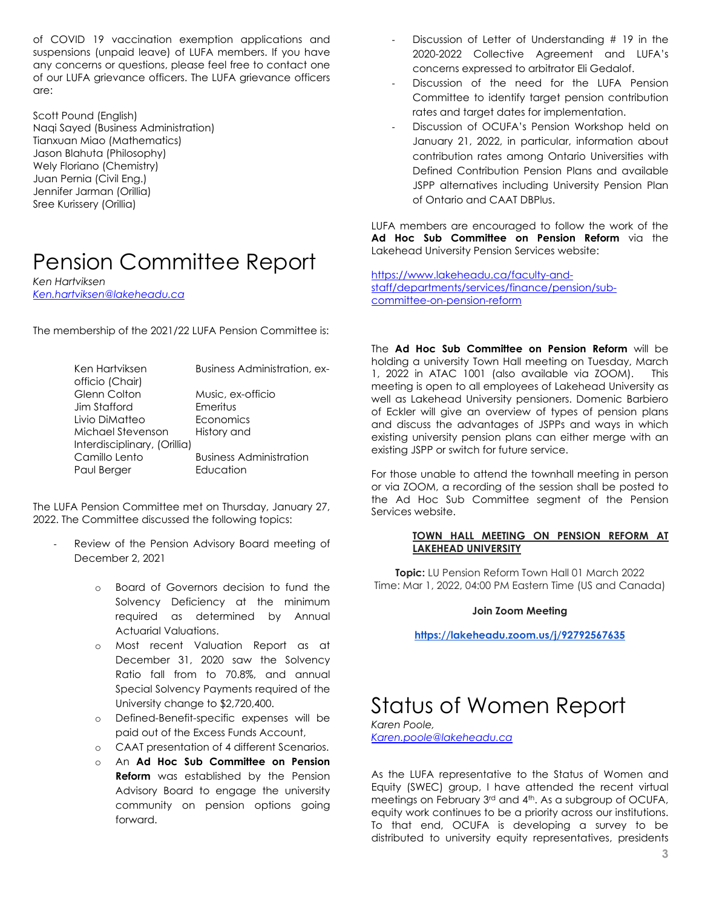of COVID 19 vaccination exemption applications and suspensions (unpaid leave) of LUFA members. If you have any concerns or questions, please feel free to contact one of our LUFA grievance officers. The LUFA grievance officers are:

Scott Pound (English)
Naqi Sayed (Business Administration)
Tianxuan Miao (Mathematics)
Jason Blahuta (Philosophy)
Wely Floriano (Chemistry)
Juan Pernia (Civil Eng.)
Jennifer Jarman (Orillia)
Sree Kurissery (Orillia)

# Pension Committee Report

*Ken Hartviksen*
*Ken.hartviksen@lakeheadu.ca*

The membership of the 2021/22 LUFA Pension Committee is:

| | |
|---|---|
| Ken Hartviksen | Business Administration, ex-officio (Chair) |
| Glenn Colton | Music, ex-officio |
| Jim Stafford | Emeritus |
| Livio DiMatteo | Economics |
| Michael Stevenson | History and Interdisciplinary, (Orillia) |
| Camillo Lento | Business Administration |
| Paul Berger | Education |

The LUFA Pension Committee met on Thursday, January 27, 2022. The Committee discussed the following topics:

- Review of the Pension Advisory Board meeting of December 2, 2021
    - Board of Governors decision to fund the Solvency Deficiency at the minimum required as determined by Annual Actuarial Valuations.
    - Most recent Valuation Report as at December 31, 2020 saw the Solvency Ratio fall from to 70.8%, and annual Special Solvency Payments required of the University change to $2,720,400.
    - Defined-Benefit-specific expenses will be paid out of the Excess Funds Account,
    - CAAT presentation of 4 different Scenarios.
    - An **Ad Hoc Sub Committee on Pension Reform** was established by the Pension Advisory Board to engage the university community on pension options going forward.
- Discussion of Letter of Understanding # 19 in the 2020-2022 Collective Agreement and LUFA's concerns expressed to arbitrator Eli Gedalof.
- Discussion of the need for the LUFA Pension Committee to identify target pension contribution rates and target dates for implementation.
- Discussion of OCUFA's Pension Workshop held on January 21, 2022, in particular, information about contribution rates among Ontario Universities with Defined Contribution Pension Plans and available JSPP alternatives including University Pension Plan of Ontario and CAAT DBPlus.

LUFA members are encouraged to follow the work of the **Ad Hoc Sub Committee on Pension Reform** via the Lakehead University Pension Services website:

https://www.lakeheadu.ca/faculty-and-staff/departments/services/finance/pension/sub-committee-on-pension-reform

The **Ad Hoc Sub Committee on Pension Reform** will be holding a university Town Hall meeting on Tuesday, March 1, 2022 in ATAC 1001 (also available via ZOOM). This meeting is open to all employees of Lakehead University as well as Lakehead University pensioners. Domenic Barbiero of Eckler will give an overview of types of pension plans and discuss the advantages of JSPPs and ways in which existing university pension plans can either merge with an existing JSPP or switch for future service.

For those unable to attend the townhall meeting in person or via ZOOM, a recording of the session shall be posted to the Ad Hoc Sub Committee segment of the Pension Services website.

**TOWN HALL MEETING ON PENSION REFORM AT LAKEHEAD UNIVERSITY**

**Topic:** LU Pension Reform Town Hall 01 March 2022
Time: Mar 1, 2022, 04:00 PM Eastern Time (US and Canada)

**Join Zoom Meeting**

**https://lakeheadu.zoom.us/j/92792567635**

# Status of Women Report

*Karen Poole,*
*Karen.poole@lakeheadu.ca*

As the LUFA representative to the Status of Women and Equity (SWEC) group, I have attended the recent virtual meetings on February 3rd and 4th. As a subgroup of OCUFA, equity work continues to be a priority across our institutions. To that end, OCUFA is developing a survey to be distributed to university equity representatives, presidents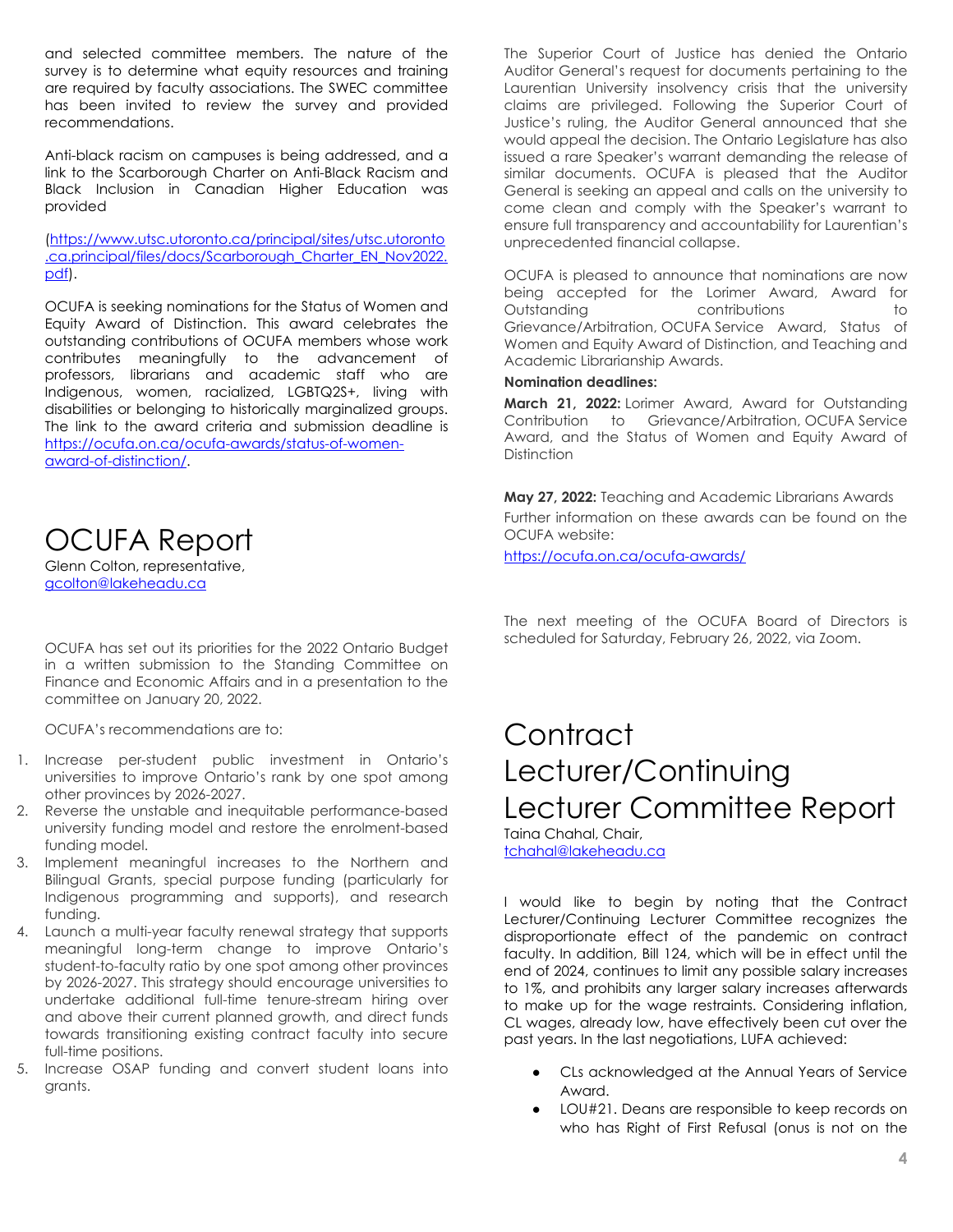and selected committee members. The nature of the survey is to determine what equity resources and training are required by faculty associations. The SWEC committee has been invited to review the survey and provided recommendations.

Anti-black racism on campuses is being addressed, and a link to the Scarborough Charter on Anti-Black Racism and Black Inclusion in Canadian Higher Education was provided

(https://www.utsc.utoronto.ca/principal/sites/utsc.utoronto.ca.principal/files/docs/Scarborough_Charter_EN_Nov2022.pdf).

OCUFA is seeking nominations for the Status of Women and Equity Award of Distinction. This award celebrates the outstanding contributions of OCUFA members whose work contributes meaningfully to the advancement of professors, librarians and academic staff who are Indigenous, women, racialized, LGBTQ2S+, living with disabilities or belonging to historically marginalized groups. The link to the award criteria and submission deadline is https://ocufa.on.ca/ocufa-awards/status-of-women-award-of-distinction/.

# OCUFA Report

Glenn Colton, representative, gcolton@lakeheadu.ca

OCUFA has set out its priorities for the 2022 Ontario Budget in a written submission to the Standing Committee on Finance and Economic Affairs and in a presentation to the committee on January 20, 2022.

OCUFA's recommendations are to:

1. Increase per-student public investment in Ontario's universities to improve Ontario's rank by one spot among other provinces by 2026-2027.
2. Reverse the unstable and inequitable performance-based university funding model and restore the enrolment-based funding model.
3. Implement meaningful increases to the Northern and Bilingual Grants, special purpose funding (particularly for Indigenous programming and supports), and research funding.
4. Launch a multi-year faculty renewal strategy that supports meaningful long-term change to improve Ontario's student-to-faculty ratio by one spot among other provinces by 2026-2027. This strategy should encourage universities to undertake additional full-time tenure-stream hiring over and above their current planned growth, and direct funds towards transitioning existing contract faculty into secure full-time positions.
5. Increase OSAP funding and convert student loans into grants.

The Superior Court of Justice has denied the Ontario Auditor General's request for documents pertaining to the Laurentian University insolvency crisis that the university claims are privileged. Following the Superior Court of Justice's ruling, the Auditor General announced that she would appeal the decision. The Ontario Legislature has also issued a rare Speaker's warrant demanding the release of similar documents. OCUFA is pleased that the Auditor General is seeking an appeal and calls on the university to come clean and comply with the Speaker's warrant to ensure full transparency and accountability for Laurentian's unprecedented financial collapse.

OCUFA is pleased to announce that nominations are now being accepted for the Lorimer Award, Award for Outstanding contributions to Grievance/Arbitration, OCUFA Service Award, Status of Women and Equity Award of Distinction, and Teaching and Academic Librarianship Awards.

**Nomination deadlines:**

**March 21, 2022:** Lorimer Award, Award for Outstanding Contribution to Grievance/Arbitration, OCUFA Service Award, and the Status of Women and Equity Award of Distinction

**May 27, 2022:** Teaching and Academic Librarians Awards

Further information on these awards can be found on the OCUFA website:

https://ocufa.on.ca/ocufa-awards/

The next meeting of the OCUFA Board of Directors is scheduled for Saturday, February 26, 2022, via Zoom.

# Contract Lecturer/Continuing Lecturer Committee Report

Taina Chahal, Chair, tchahal@lakeheadu.ca

I would like to begin by noting that the Contract Lecturer/Continuing Lecturer Committee recognizes the disproportionate effect of the pandemic on contract faculty. In addition, Bill 124, which will be in effect until the end of 2024, continues to limit any possible salary increases to 1%, and prohibits any larger salary increases afterwards to make up for the wage restraints. Considering inflation, CL wages, already low, have effectively been cut over the past years. In the last negotiations, LUFA achieved:

- CLs acknowledged at the Annual Years of Service Award.
- LOU#21. Deans are responsible to keep records on who has Right of First Refusal (onus is not on the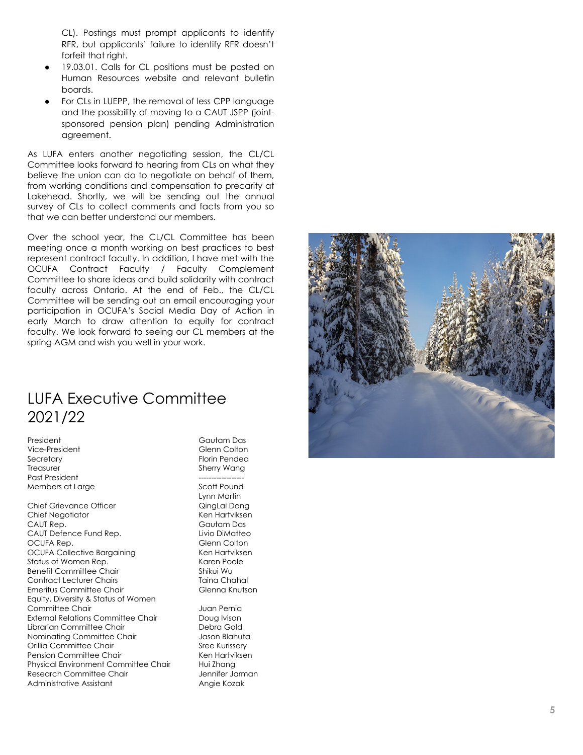CL). Postings must prompt applicants to identify RFR, but applicants' failure to identify RFR doesn't forfeit that right.

- 19.03.01. Calls for CL positions must be posted on Human Resources website and relevant bulletin boards.
- For CLs in LUEPP, the removal of less CPP language and the possibility of moving to a CAUT JSPP (joint-sponsored pension plan) pending Administration agreement.

As LUFA enters another negotiating session, the CL/CL Committee looks forward to hearing from CLs on what they believe the union can do to negotiate on behalf of them, from working conditions and compensation to precarity at Lakehead. Shortly, we will be sending out the annual survey of CLs to collect comments and facts from you so that we can better understand our members.

Over the school year, the CL/CL Committee has been meeting once a month working on best practices to best represent contract faculty. In addition, I have met with the OCUFA Contract Faculty / Faculty Complement Committee to share ideas and build solidarity with contract faculty across Ontario. At the end of Feb., the CL/CL Committee will be sending out an email encouraging your participation in OCUFA's Social Media Day of Action in early March to draw attention to equity for contract faculty. We look forward to seeing our CL members at the spring AGM and wish you well in your work.

# LUFA Executive Committee 2021/22

| | |
|---|---|
| President | Gautam Das |
| Vice-President | Glenn Colton |
| Secretary | Florin Pendea |
| Treasurer | Sherry Wang |
| Past President | ----------------- |
| Members at Large | Scott Pound |
| | Lynn Martin |
| Chief Grievance Officer | QingLai Dang |
| Chief Negotiator | Ken Hartviksen |
| CAUT Rep. | Gautam Das |
| CAUT Defence Fund Rep. | Livio DiMatteo |
| OCUFA Rep. | Glenn Colton |
| OCUFA Collective Bargaining | Ken Hartviksen |
| Status of Women Rep. | Karen Poole |
| Benefit Committee Chair | Shikui Wu |
| Contract Lecturer Chairs | Taina Chahal |
| Emeritus Committee Chair | Glenna Knutson |
| Equity, Diversity & Status of Women Committee Chair | Juan Pernia |
| External Relations Committee Chair | Doug Ivison |
| Librarian Committee Chair | Debra Gold |
| Nominating Committee Chair | Jason Blahuta |
| Orillia Committee Chair | Sree Kurissery |
| Pension Committee Chair | Ken Hartviksen |
| Physical Environment Committee Chair | Hui Zhang |
| Research Committee Chair | Jennifer Jarman |
| Administrative Assistant | Angie Kozak |